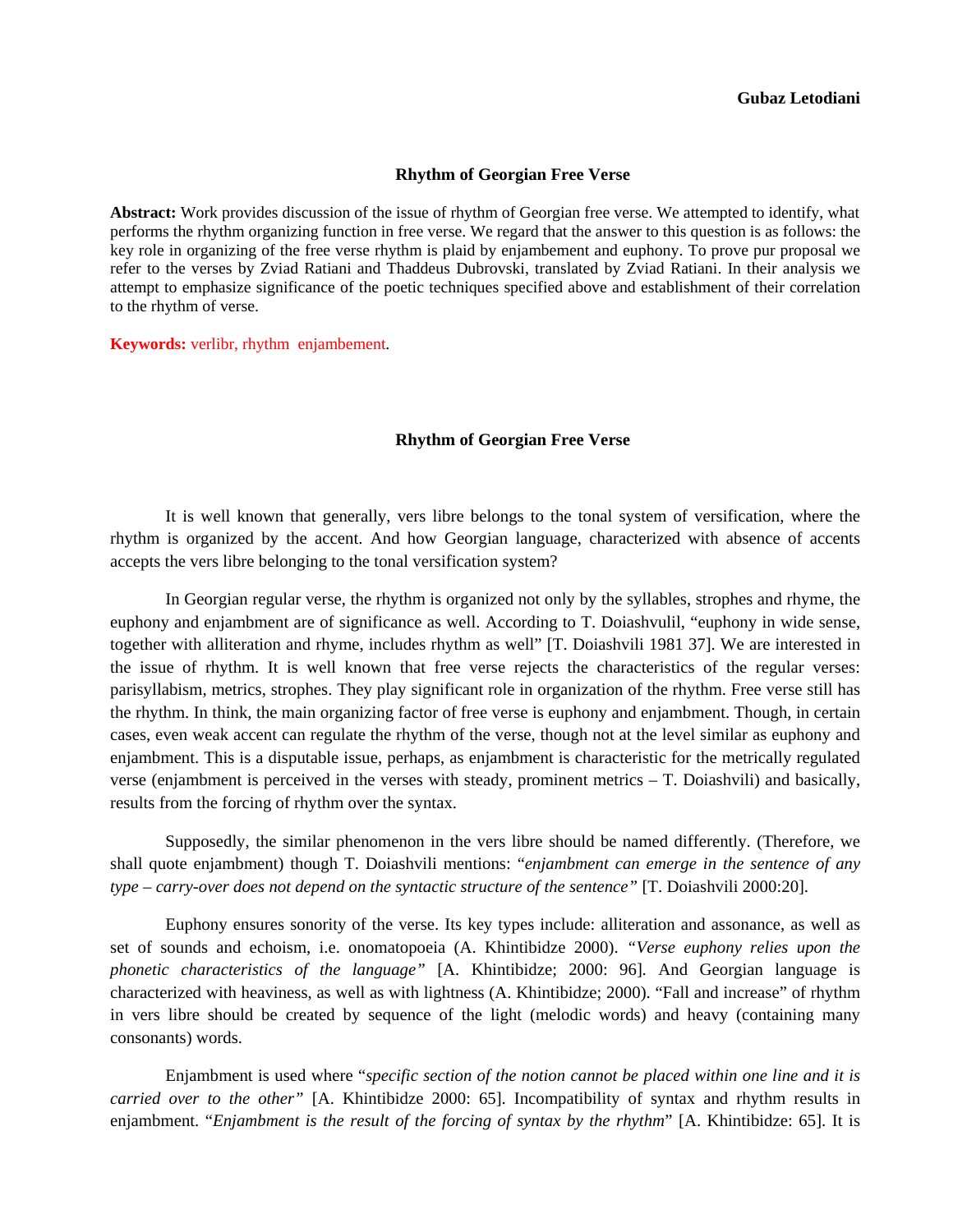**Gubaz Letodiani**

## Rhythm of Georgian Free Verse

**Abstract:** Work provides discussion of the issue of rhythm of Georgian free verse. We attempted to identify, what performs the rhythm organizing function in free verse. We regard that the answer to this question is as follows: the key role in organizing of the free verse rhythm is plaid by enjambement and euphony. To prove pur proposal we refer to the verses by Zviad Ratiani and Thaddeus Dubrovski, translated by Zviad Ratiani. In their analysis we attempt to emphasize significance of the poetic techniques specified above and establishment of their correlation to the rhythm of verse.

**Keywords:** verlibr, rhythm enjambement.

## Rhythm of Georgian Free Verse

It is well known that generally, vers libre belongs to the tonal system of versification, where the rhythm is organized by the accent. And how Georgian language, characterized with absence of accents accepts the vers libre belonging to the tonal versification system?

In Georgian regular verse, the rhythm is organized not only by the syllables, strophes and rhyme, the euphony and enjambment are of significance as well. According to T. Doiashvulil, "euphony in wide sense, together with alliteration and rhyme, includes rhythm as well" [T. Doiashvili 1981 37]. We are interested in the issue of rhythm. It is well known that free verse rejects the characteristics of the regular verses: parisyllabism, metrics, strophes. They play significant role in organization of the rhythm. Free verse still has the rhythm. In think, the main organizing factor of free verse is euphony and enjambment. Though, in certain cases, even weak accent can regulate the rhythm of the verse, though not at the level similar as euphony and enjambment. This is a disputable issue, perhaps, as enjambment is characteristic for the metrically regulated verse (enjambment is perceived in the verses with steady, prominent metrics – T. Doiashvili) and basically, results from the forcing of rhythm over the syntax.

Supposedly, the similar phenomenon in the vers libre should be named differently. (Therefore, we shall quote enjambment) though T. Doiashvili mentions: "*enjambment can emerge in the sentence of any type – carry-over does not depend on the syntactic structure of the sentence*" [T. Doiashvili 2000:20].

Euphony ensures sonority of the verse. Its key types include: alliteration and assonance, as well as set of sounds and echoism, i.e. onomatopoeia (A. Khintibidze 2000). "*Verse euphony relies upon the phonetic characteristics of the language*" [A. Khintibidze; 2000: 96]. And Georgian language is characterized with heaviness, as well as with lightness (A. Khintibidze; 2000). "Fall and increase" of rhythm in vers libre should be created by sequence of the light (melodic words) and heavy (containing many consonants) words.

Enjambment is used where "*specific section of the notion cannot be placed within one line and it is carried over to the other*" [A. Khintibidze 2000: 65]. Incompatibility of syntax and rhythm results in enjambment. "*Enjambment is the result of the forcing of syntax by the rhythm*" [A. Khintibidze: 65]. It is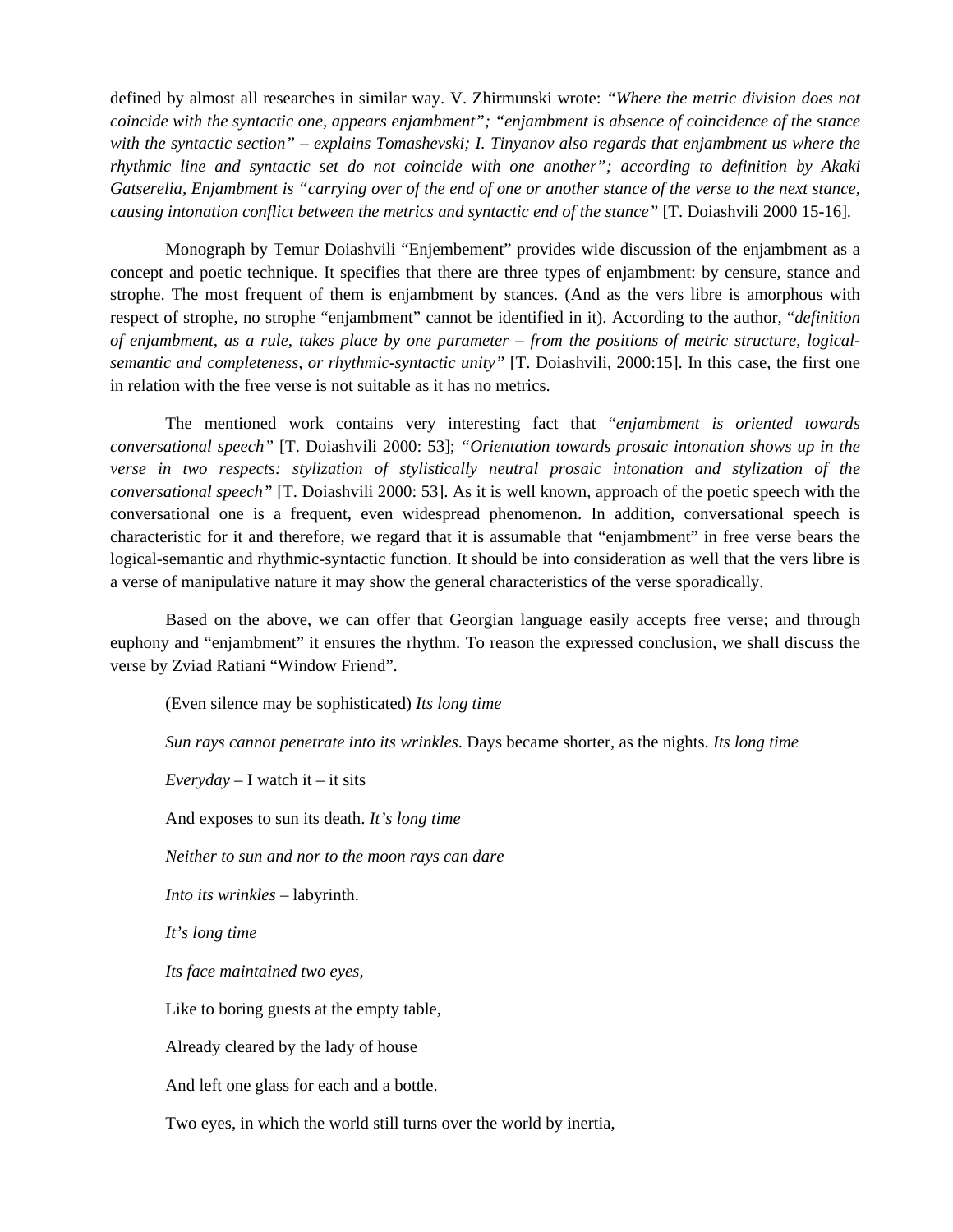defined by almost all researches in similar way. V. Zhirmunski wrote: *"Where the metric division does not coincide with the syntactic one, appears enjambment"; "enjambment is absence of coincidence of the stance with the syntactic section" – explains Tomashevski; I. Tinyanov also regards that enjambment us where the rhythmic line and syntactic set do not coincide with one another"; according to definition by Akaki Gatserelia, Enjambment is "carrying over of the end of one or another stance of the verse to the next stance, causing intonation conflict between the metrics and syntactic end of the stance"* [T. Doiashvili 2000 15-16].

Monograph by Temur Doiashvili "Enjembement" provides wide discussion of the enjambment as a concept and poetic technique. It specifies that there are three types of enjambment: by censure, stance and strophe. The most frequent of them is enjambment by stances. (And as the vers libre is amorphous with respect of strophe, no strophe "enjambment" cannot be identified in it). According to the author, "*definition of enjambment, as a rule, takes place by one parameter – from the positions of metric structure, logical-semantic and completeness, or rhythmic-syntactic unity"* [T. Doiashvili, 2000:15]. In this case, the first one in relation with the free verse is not suitable as it has no metrics.

The mentioned work contains very interesting fact that "*enjambment is oriented towards conversational speech"* [T. Doiashvili 2000: 53]; *"Orientation towards prosaic intonation shows up in the verse in two respects: stylization of stylistically neutral prosaic intonation and stylization of the conversational speech"* [T. Doiashvili 2000: 53]. As it is well known, approach of the poetic speech with the conversational one is a frequent, even widespread phenomenon. In addition, conversational speech is characteristic for it and therefore, we regard that it is assumable that "enjambment" in free verse bears the logical-semantic and rhythmic-syntactic function. It should be into consideration as well that the vers libre is a verse of manipulative nature it may show the general characteristics of the verse sporadically.

Based on the above, we can offer that Georgian language easily accepts free verse; and through euphony and "enjambment" it ensures the rhythm. To reason the expressed conclusion, we shall discuss the verse by Zviad Ratiani "Window Friend".

(Even silence may be sophisticated) *Its long time*

*Sun rays cannot penetrate into its wrinkles*. Days became shorter, as the nights. *Its long time*

*Everyday* – I watch it – it sits

And exposes to sun its death. *It's long time*

*Neither to sun and nor to the moon rays can dare*

*Into its wrinkles* – labyrinth.

*It's long time*

*Its face maintained two eyes,*

Like to boring guests at the empty table,

Already cleared by the lady of house

And left one glass for each and a bottle.

Two eyes, in which the world still turns over the world by inertia,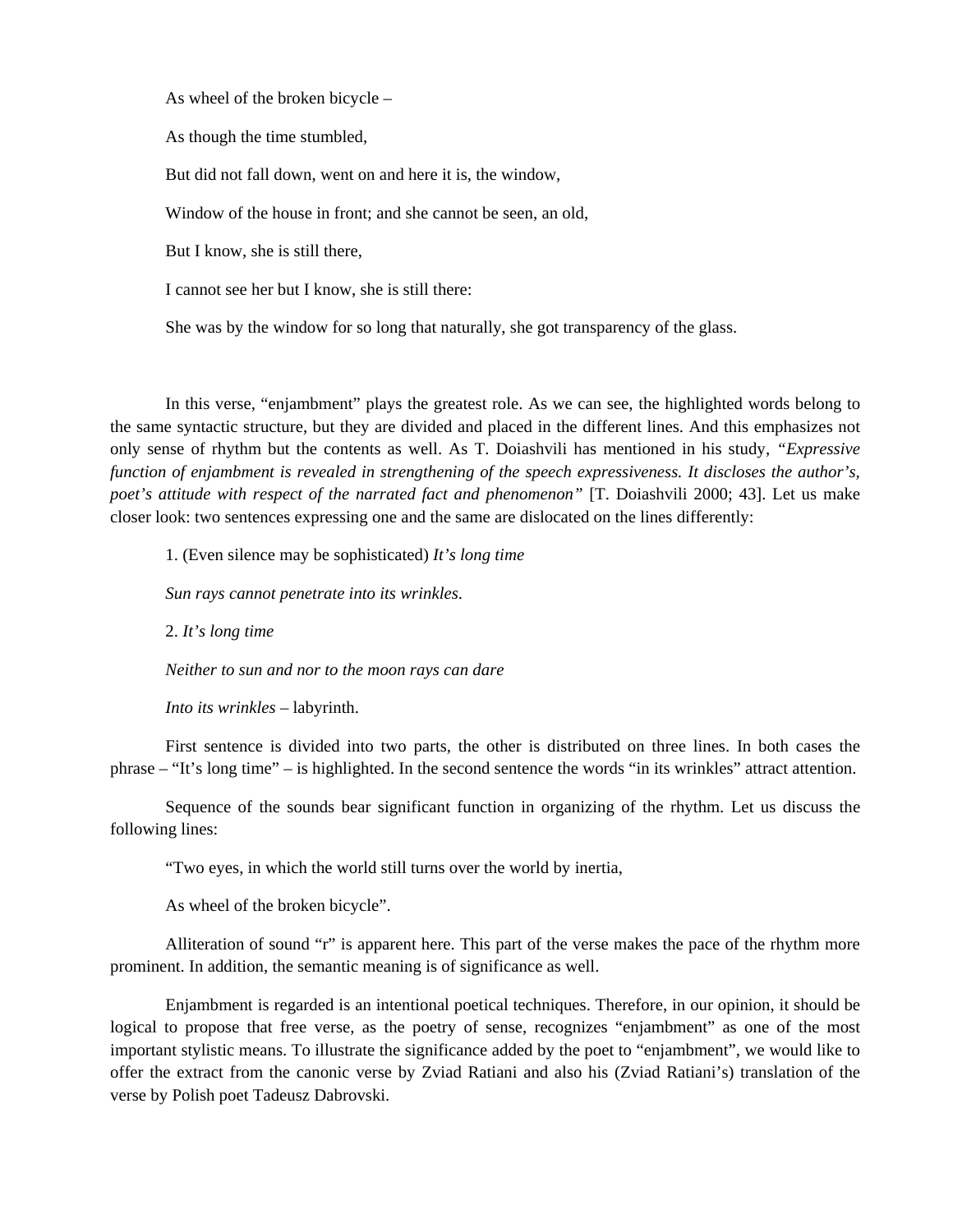As wheel of the broken bicycle –

As though the time stumbled,

But did not fall down, went on and here it is, the window,

Window of the house in front; and she cannot be seen, an old,

But I know, she is still there,

I cannot see her but I know, she is still there:

She was by the window for so long that naturally, she got transparency of the glass.

In this verse, "enjambment" plays the greatest role. As we can see, the highlighted words belong to the same syntactic structure, but they are divided and placed in the different lines. And this emphasizes not only sense of rhythm but the contents as well. As T. Doiashvili has mentioned in his study, *"Expressive function of enjambment is revealed in strengthening of the speech expressiveness. It discloses the author's, poet's attitude with respect of the narrated fact and phenomenon"* [T. Doiashvili 2000; 43]. Let us make closer look: two sentences expressing one and the same are dislocated on the lines differently:

1. (Even silence may be sophisticated) *It's long time*

*Sun rays cannot penetrate into its wrinkles*.

2. *It's long time*

*Neither to sun and nor to the moon rays can dare*

*Into its wrinkles* – labyrinth.

First sentence is divided into two parts, the other is distributed on three lines. In both cases the phrase – "It's long time" – is highlighted. In the second sentence the words "in its wrinkles" attract attention.

Sequence of the sounds bear significant function in organizing of the rhythm. Let us discuss the following lines:

"Two eyes, in which the world still turns over the world by inertia,

As wheel of the broken bicycle".

Alliteration of sound "r" is apparent here. This part of the verse makes the pace of the rhythm more prominent. In addition, the semantic meaning is of significance as well.

Enjambment is regarded is an intentional poetical techniques. Therefore, in our opinion, it should be logical to propose that free verse, as the poetry of sense, recognizes "enjambment" as one of the most important stylistic means. To illustrate the significance added by the poet to "enjambment", we would like to offer the extract from the canonic verse by Zviad Ratiani and also his (Zviad Ratiani's) translation of the verse by Polish poet Tadeusz Dabrovski.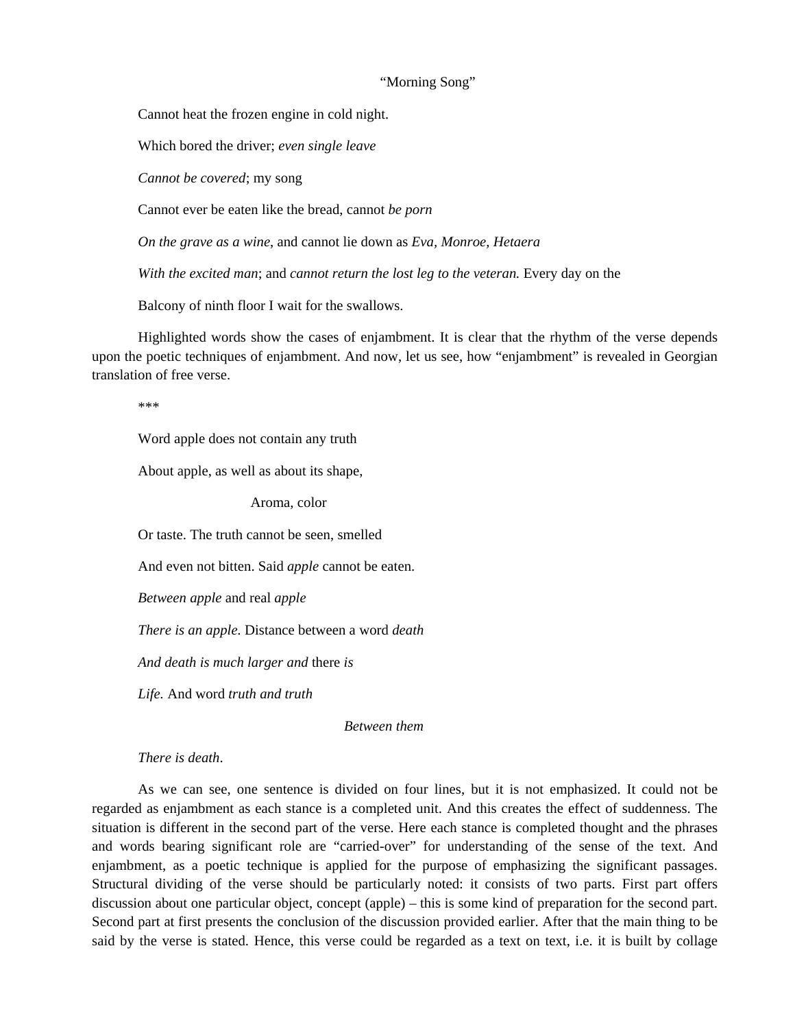"Morning Song"

Cannot heat the frozen engine in cold night.

Which bored the driver; *even single leave*

*Cannot be covered*; my song

Cannot ever be eaten like the bread, cannot *be porn*

*On the grave as a wine*, and cannot lie down as *Eva, Monroe, Hetaera*

*With the excited man*; and *cannot return the lost leg to the veteran.* Every day on the

Balcony of ninth floor I wait for the swallows.

Highlighted words show the cases of enjambment. It is clear that the rhythm of the verse depends upon the poetic techniques of enjambment. And now, let us see, how "enjambment" is revealed in Georgian translation of free verse.

***

Word apple does not contain any truth

About apple, as well as about its shape,

Aroma, color

Or taste. The truth cannot be seen, smelled

And even not bitten. Said *apple* cannot be eaten.

*Between apple* and real *apple*

*There is an apple.* Distance between a word *death*

*And death is much larger and* there *is*

*Life.* And word *truth and truth*

*Between them*

*There is death*.

As we can see, one sentence is divided on four lines, but it is not emphasized. It could not be regarded as enjambment as each stance is a completed unit. And this creates the effect of suddenness. The situation is different in the second part of the verse. Here each stance is completed thought and the phrases and words bearing significant role are "carried-over" for understanding of the sense of the text. And enjambment, as a poetic technique is applied for the purpose of emphasizing the significant passages. Structural dividing of the verse should be particularly noted: it consists of two parts. First part offers discussion about one particular object, concept (apple) – this is some kind of preparation for the second part. Second part at first presents the conclusion of the discussion provided earlier. After that the main thing to be said by the verse is stated. Hence, this verse could be regarded as a text on text, i.e. it is built by collage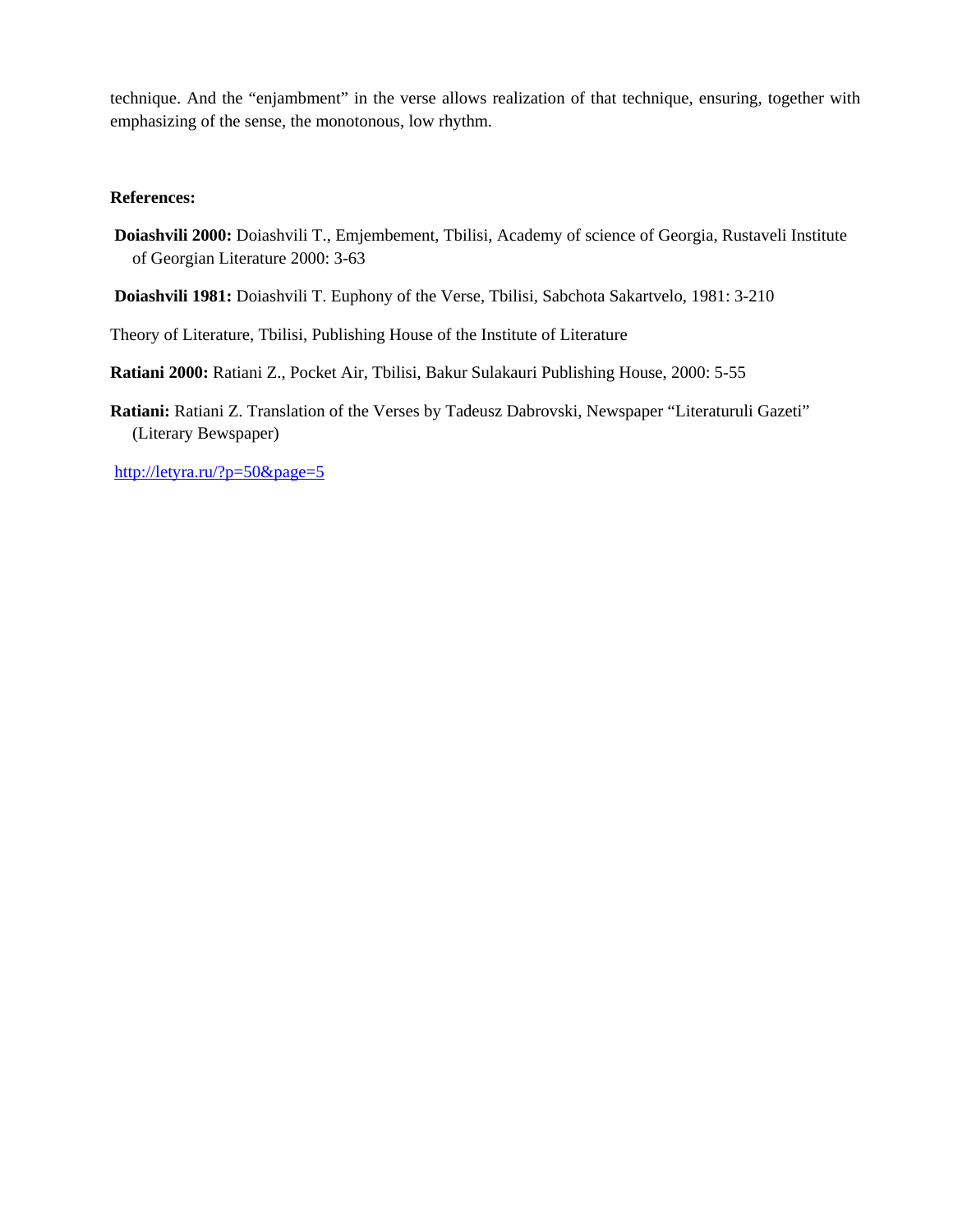technique. And the "enjambment" in the verse allows realization of that technique, ensuring, together with emphasizing of the sense, the monotonous, low rhythm.

**References:**

**Doiashvili 2000:** Doiashvili T., Emjembement, Tbilisi, Academy of science of Georgia, Rustaveli Institute of Georgian Literature 2000: 3-63

**Doiashvili 1981:** Doiashvili T. Euphony of the Verse, Tbilisi, Sabchota Sakartvelo, 1981: 3-210

Theory of Literature, Tbilisi, Publishing House of the Institute of Literature

**Ratiani 2000:** Ratiani Z., Pocket Air, Tbilisi, Bakur Sulakauri Publishing House, 2000: 5-55

**Ratiani:** Ratiani Z. Translation of the Verses by Tadeusz Dabrovski, Newspaper "Literaturuli Gazeti" (Literary Bewspaper)

http://letyra.ru/?p=50&page=5